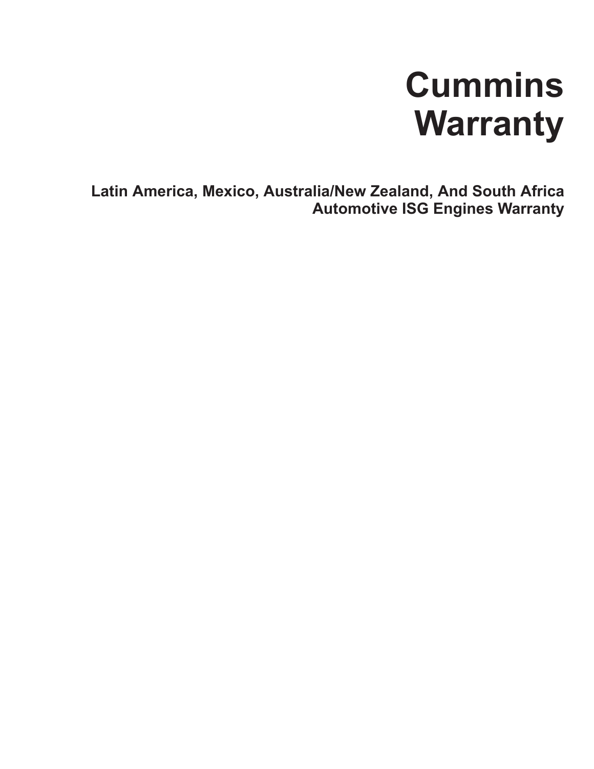# Cummins Warranty

## Latin America, Mexico, Australia/New Zealand, And South Africa Automotive ISG Engines Warranty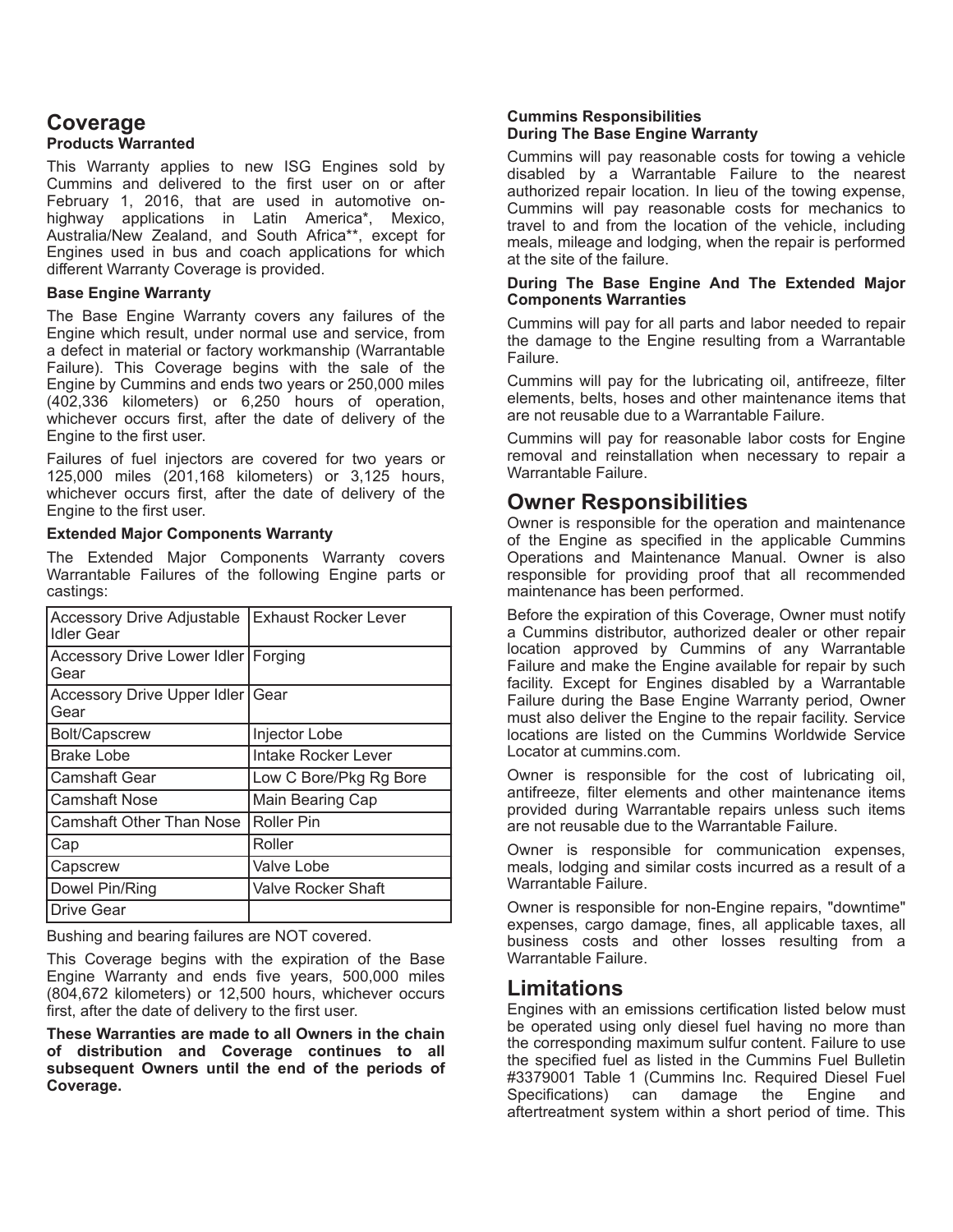## Coverage

### Products Warranted

This Warranty applies to new ISG Engines sold by Cummins and delivered to the first user on or after February 1, 2016, that are used in automotive on-highway applications in Latin America*, Mexico, Australia/New Zealand, and South Africa**, except for Engines used in bus and coach applications for which different Warranty Coverage is provided.

### Base Engine Warranty

The Base Engine Warranty covers any failures of the Engine which result, under normal use and service, from a defect in material or factory workmanship (Warrantable Failure). This Coverage begins with the sale of the Engine by Cummins and ends two years or 250,000 miles (402,336 kilometers) or 6,250 hours of operation, whichever occurs first, after the date of delivery of the Engine to the first user.

Failures of fuel injectors are covered for two years or 125,000 miles (201,168 kilometers) or 3,125 hours, whichever occurs first, after the date of delivery of the Engine to the first user.

### Extended Major Components Warranty

The Extended Major Components Warranty covers Warrantable Failures of the following Engine parts or castings:

| | |
|---|---|
| Accessory Drive Adjustable Idler Gear | Exhaust Rocker Lever |
| Accessory Drive Lower Idler Gear | Forging |
| Accessory Drive Upper Idler Gear | Gear |
| Bolt/Capscrew | Injector Lobe |
| Brake Lobe | Intake Rocker Lever |
| Camshaft Gear | Low C Bore/Pkg Rg Bore |
| Camshaft Nose | Main Bearing Cap |
| Camshaft Other Than Nose | Roller Pin |
| Cap | Roller |
| Capscrew | Valve Lobe |
| Dowel Pin/Ring | Valve Rocker Shaft |
| Drive Gear | |

Bushing and bearing failures are NOT covered.

This Coverage begins with the expiration of the Base Engine Warranty and ends five years, 500,000 miles (804,672 kilometers) or 12,500 hours, whichever occurs first, after the date of delivery to the first user.

**These Warranties are made to all Owners in the chain of distribution and Coverage continues to all subsequent Owners until the end of the periods of Coverage.**

### Cummins Responsibilities During The Base Engine Warranty

Cummins will pay reasonable costs for towing a vehicle disabled by a Warrantable Failure to the nearest authorized repair location. In lieu of the towing expense, Cummins will pay reasonable costs for mechanics to travel to and from the location of the vehicle, including meals, mileage and lodging, when the repair is performed at the site of the failure.

### During The Base Engine And The Extended Major Components Warranties

Cummins will pay for all parts and labor needed to repair the damage to the Engine resulting from a Warrantable Failure.

Cummins will pay for the lubricating oil, antifreeze, filter elements, belts, hoses and other maintenance items that are not reusable due to a Warrantable Failure.

Cummins will pay for reasonable labor costs for Engine removal and reinstallation when necessary to repair a Warrantable Failure.

## Owner Responsibilities

Owner is responsible for the operation and maintenance of the Engine as specified in the applicable Cummins Operations and Maintenance Manual. Owner is also responsible for providing proof that all recommended maintenance has been performed.

Before the expiration of this Coverage, Owner must notify a Cummins distributor, authorized dealer or other repair location approved by Cummins of any Warrantable Failure and make the Engine available for repair by such facility. Except for Engines disabled by a Warrantable Failure during the Base Engine Warranty period, Owner must also deliver the Engine to the repair facility. Service locations are listed on the Cummins Worldwide Service Locator at cummins.com.

Owner is responsible for the cost of lubricating oil, antifreeze, filter elements and other maintenance items provided during Warrantable repairs unless such items are not reusable due to the Warrantable Failure.

Owner is responsible for communication expenses, meals, lodging and similar costs incurred as a result of a Warrantable Failure.

Owner is responsible for non-Engine repairs, "downtime" expenses, cargo damage, fines, all applicable taxes, all business costs and other losses resulting from a Warrantable Failure.

## Limitations

Engines with an emissions certification listed below must be operated using only diesel fuel having no more than the corresponding maximum sulfur content. Failure to use the specified fuel as listed in the Cummins Fuel Bulletin #3379001 Table 1 (Cummins Inc. Required Diesel Fuel Specifications) can damage the Engine and aftertreatment system within a short period of time. This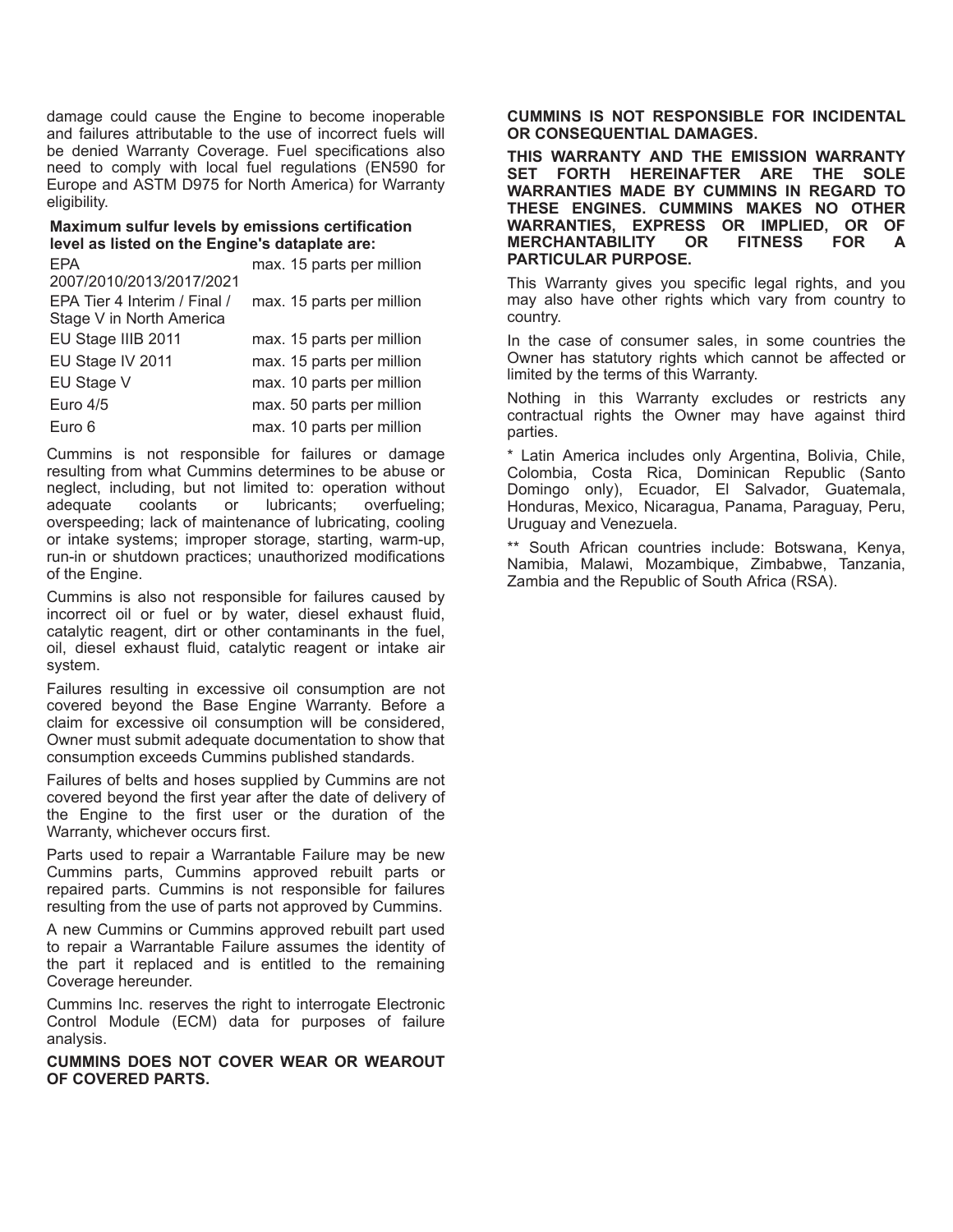damage could cause the Engine to become inoperable and failures attributable to the use of incorrect fuels will be denied Warranty Coverage. Fuel specifications also need to comply with local fuel regulations (EN590 for Europe and ASTM D975 for North America) for Warranty eligibility.

**Maximum sulfur levels by emissions certification level as listed on the Engine's dataplate are:**

| | |
|---|---|
| EPA 2007/2010/2013/2017/2021 | max. 15 parts per million |
| EPA Tier 4 Interim / Final / Stage V in North America | max. 15 parts per million |
| EU Stage IIIB 2011 | max. 15 parts per million |
| EU Stage IV 2011 | max. 15 parts per million |
| EU Stage V | max. 10 parts per million |
| Euro 4/5 | max. 50 parts per million |
| Euro 6 | max. 10 parts per million |

Cummins is not responsible for failures or damage resulting from what Cummins determines to be abuse or neglect, including, but not limited to: operation without adequate coolants or lubricants; overfueling; overspeeding; lack of maintenance of lubricating, cooling or intake systems; improper storage, starting, warm-up, run-in or shutdown practices; unauthorized modifications of the Engine.

Cummins is also not responsible for failures caused by incorrect oil or fuel or by water, diesel exhaust fluid, catalytic reagent, dirt or other contaminants in the fuel, oil, diesel exhaust fluid, catalytic reagent or intake air system.

Failures resulting in excessive oil consumption are not covered beyond the Base Engine Warranty. Before a claim for excessive oil consumption will be considered, Owner must submit adequate documentation to show that consumption exceeds Cummins published standards.

Failures of belts and hoses supplied by Cummins are not covered beyond the first year after the date of delivery of the Engine to the first user or the duration of the Warranty, whichever occurs first.

Parts used to repair a Warrantable Failure may be new Cummins parts, Cummins approved rebuilt parts or repaired parts. Cummins is not responsible for failures resulting from the use of parts not approved by Cummins.

A new Cummins or Cummins approved rebuilt part used to repair a Warrantable Failure assumes the identity of the part it replaced and is entitled to the remaining Coverage hereunder.

Cummins Inc. reserves the right to interrogate Electronic Control Module (ECM) data for purposes of failure analysis.

**CUMMINS DOES NOT COVER WEAR OR WEAROUT OF COVERED PARTS.**

**CUMMINS IS NOT RESPONSIBLE FOR INCIDENTAL OR CONSEQUENTIAL DAMAGES.**

**THIS WARRANTY AND THE EMISSION WARRANTY SET FORTH HEREINAFTER ARE THE SOLE WARRANTIES MADE BY CUMMINS IN REGARD TO THESE ENGINES. CUMMINS MAKES NO OTHER WARRANTIES, EXPRESS OR IMPLIED, OR OF MERCHANTABILITY OR FITNESS FOR A PARTICULAR PURPOSE.**

This Warranty gives you specific legal rights, and you may also have other rights which vary from country to country.

In the case of consumer sales, in some countries the Owner has statutory rights which cannot be affected or limited by the terms of this Warranty.

Nothing in this Warranty excludes or restricts any contractual rights the Owner may have against third parties.

\* Latin America includes only Argentina, Bolivia, Chile, Colombia, Costa Rica, Dominican Republic (Santo Domingo only), Ecuador, El Salvador, Guatemala, Honduras, Mexico, Nicaragua, Panama, Paraguay, Peru, Uruguay and Venezuela.

\*\* South African countries include: Botswana, Kenya, Namibia, Malawi, Mozambique, Zimbabwe, Tanzania, Zambia and the Republic of South Africa (RSA).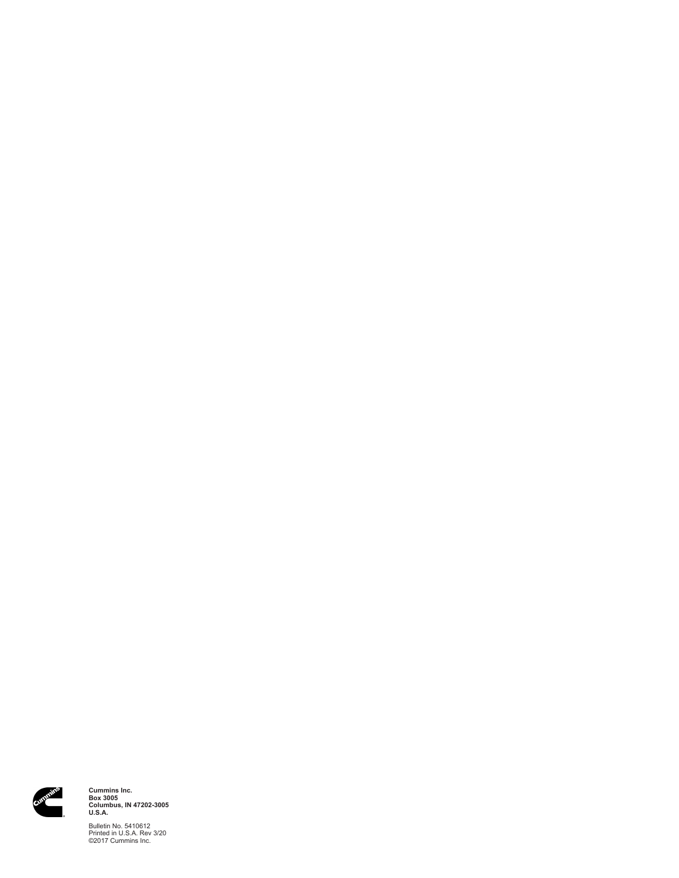**Cummins Inc.**
**Box 3005**
**Columbus, IN 47202-3005**
**U.S.A.**

Bulletin No. 5410612
Printed in U.S.A. Rev 3/20
©2017 Cummins Inc.